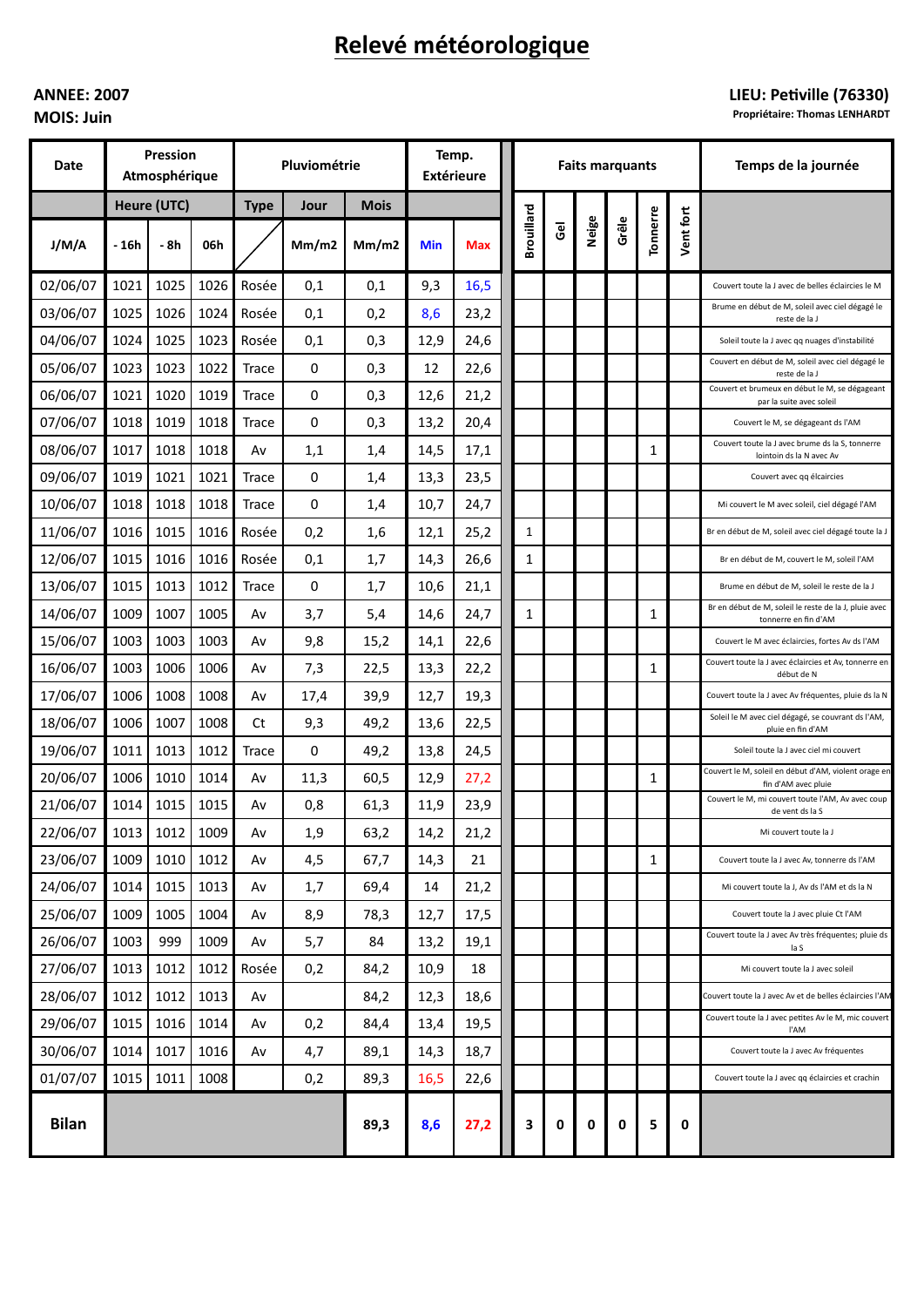# Relevé météorologique

**ANNEE: 2007**
**MOIS: Juin**

**LIEU: Petiville (76330)**
**Propriétaire: Thomas LENHARDT**

| Date | Pression Atmosphérique | | | Pluviométrie | | | Temp. Extérieure | | Faits marquants | | | | | | Temps de la journée |
|---|---|---|---|---|---|---|---|---|---|---|---|---|---|---|---|
| | Heure (UTC) | | | Type | Jour | Mois | | | | | | | | | |
| J/M/A | - 16h | - 8h | 06h | | Mm/m2 | Mm/m2 | Min | Max | Brouillard | Gel | Neige | Grêle | Tonnerre | Vent fort | |
| 02/06/07 | 1021 | 1025 | 1026 | Rosée | 0,1 | 0,1 | 9,3 | 16,5 | | | | | | | Couvert toute la J avec de belles éclaircies le M |
| 03/06/07 | 1025 | 1026 | 1024 | Rosée | 0,1 | 0,2 | 8,6 | 23,2 | | | | | | | Brume en début de M, soleil avec ciel dégagé le reste de la J |
| 04/06/07 | 1024 | 1025 | 1023 | Rosée | 0,1 | 0,3 | 12,9 | 24,6 | | | | | | | Soleil toute la J avec qq nuages d'instabilité |
| 05/06/07 | 1023 | 1023 | 1022 | Trace | 0 | 0,3 | 12 | 22,6 | | | | | | | Couvert en début de M, soleil avec ciel dégagé le reste de la J |
| 06/06/07 | 1021 | 1020 | 1019 | Trace | 0 | 0,3 | 12,6 | 21,2 | | | | | | | Couvert et brumeux en début le M, se dégageant par la suite avec soleil |
| 07/06/07 | 1018 | 1019 | 1018 | Trace | 0 | 0,3 | 13,2 | 20,4 | | | | | | | Couvert le M, se dégageant ds l'AM |
| 08/06/07 | 1017 | 1018 | 1018 | Av | 1,1 | 1,4 | 14,5 | 17,1 | | | | | 1 | | Couvert toute la J avec brume ds la S, tonnerre lointoin ds la N avec Av |
| 09/06/07 | 1019 | 1021 | 1021 | Trace | 0 | 1,4 | 13,3 | 23,5 | | | | | | | Couvert avec qq élcaircies |
| 10/06/07 | 1018 | 1018 | 1018 | Trace | 0 | 1,4 | 10,7 | 24,7 | | | | | | | Mi couvert le M avec soleil, ciel dégagé l'AM |
| 11/06/07 | 1016 | 1015 | 1016 | Rosée | 0,2 | 1,6 | 12,1 | 25,2 | 1 | | | | | | Br en début de M, soleil avec ciel dégagé toute la J |
| 12/06/07 | 1015 | 1016 | 1016 | Rosée | 0,1 | 1,7 | 14,3 | 26,6 | 1 | | | | | | Br en début de M, couvert le M, soleil l'AM |
| 13/06/07 | 1015 | 1013 | 1012 | Trace | 0 | 1,7 | 10,6 | 21,1 | | | | | | | Brume en début de M, soleil le reste de la J |
| 14/06/07 | 1009 | 1007 | 1005 | Av | 3,7 | 5,4 | 14,6 | 24,7 | 1 | | | | 1 | | Br en début de M, soleil le reste de la J, pluie avec tonnerre en fin d'AM |
| 15/06/07 | 1003 | 1003 | 1003 | Av | 9,8 | 15,2 | 14,1 | 22,6 | | | | | | | Couvert le M avec éclaircies, fortes Av ds l'AM |
| 16/06/07 | 1003 | 1006 | 1006 | Av | 7,3 | 22,5 | 13,3 | 22,2 | | | | | 1 | | Couvert toute la J avec éclaircies et Av, tonnerre en début de N |
| 17/06/07 | 1006 | 1008 | 1008 | Av | 17,4 | 39,9 | 12,7 | 19,3 | | | | | | | Couvert toute la J avec Av fréquentes, pluie ds la N |
| 18/06/07 | 1006 | 1007 | 1008 | Ct | 9,3 | 49,2 | 13,6 | 22,5 | | | | | | | Soleil le M avec ciel dégagé, se couvrant ds l'AM, pluie en fin d'AM |
| 19/06/07 | 1011 | 1013 | 1012 | Trace | 0 | 49,2 | 13,8 | 24,5 | | | | | | | Soleil toute la J avec ciel mi couvert |
| 20/06/07 | 1006 | 1010 | 1014 | Av | 11,3 | 60,5 | 12,9 | 27,2 | | | | | 1 | | Couvert le M, soleil en début d'AM, violent orage en fin d'AM avec pluie |
| 21/06/07 | 1014 | 1015 | 1015 | Av | 0,8 | 61,3 | 11,9 | 23,9 | | | | | | | Couvert le M, mi couvert toute l'AM, Av avec coup de vent ds la S |
| 22/06/07 | 1013 | 1012 | 1009 | Av | 1,9 | 63,2 | 14,2 | 21,2 | | | | | | | Mi couvert toute la J |
| 23/06/07 | 1009 | 1010 | 1012 | Av | 4,5 | 67,7 | 14,3 | 21 | | | | | 1 | | Couvert toute la J avec Av, tonnerre ds l'AM |
| 24/06/07 | 1014 | 1015 | 1013 | Av | 1,7 | 69,4 | 14 | 21,2 | | | | | | | Mi couvert toute la J, Av ds l'AM et ds la N |
| 25/06/07 | 1009 | 1005 | 1004 | Av | 8,9 | 78,3 | 12,7 | 17,5 | | | | | | | Couvert toute la J avec pluie Ct l'AM |
| 26/06/07 | 1003 | 999 | 1009 | Av | 5,7 | 84 | 13,2 | 19,1 | | | | | | | Couvert toute la J avec Av très fréquentes; pluie ds la S |
| 27/06/07 | 1013 | 1012 | 1012 | Rosée | 0,2 | 84,2 | 10,9 | 18 | | | | | | | Mi couvert toute la J avec soleil |
| 28/06/07 | 1012 | 1012 | 1013 | Av | | 84,2 | 12,3 | 18,6 | | | | | | | Couvert toute la J avec Av et de belles éclaircies l'AM |
| 29/06/07 | 1015 | 1016 | 1014 | Av | 0,2 | 84,4 | 13,4 | 19,5 | | | | | | | Couvert toute la J avec petites Av le M, mic couvert l'AM |
| 30/06/07 | 1014 | 1017 | 1016 | Av | 4,7 | 89,1 | 14,3 | 18,7 | | | | | | | Couvert toute la J avec Av fréquentes |
| 01/07/07 | 1015 | 1011 | 1008 | | 0,2 | 89,3 | 16,5 | 22,6 | | | | | | | Couvert toute la J avec qq éclaircies et crachin |
| **Bilan** | | | | | | **89,3** | **8,6** | **27,2** | **3** | **0** | **0** | **0** | **5** | **0** | |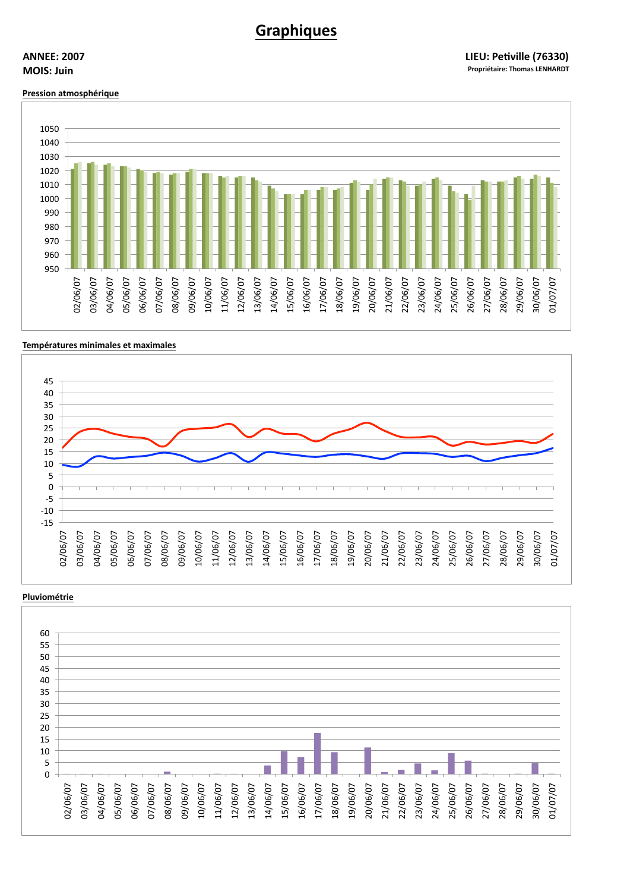# Graphiques

**ANNEE: 2007**
**MOIS: Juin**

**LIEU: Petiville (76330)**
**Propriétaire: Thomas LENHARDT**

## Pression atmosphérique

1050
1040
1030
1020
1010
1000
990
980
970
960
950

02/06/07 03/06/07 04/06/07 05/06/07 06/06/07 07/06/07 08/06/07 09/06/07 10/06/07 11/06/07 12/06/07 13/06/07 14/06/07 15/06/07 16/06/07 17/06/07 18/06/07 19/06/07 20/06/07 21/06/07 22/06/07 23/06/07 24/06/07 25/06/07 26/06/07 27/06/07 28/06/07 29/06/07 30/06/07 01/07/07

## Températures minimales et maximales

45
40
35
30
25
20
15
10
5
0
-5
-10
-15

02/06/07 03/06/07 04/06/07 05/06/07 06/06/07 07/06/07 08/06/07 09/06/07 10/06/07 11/06/07 12/06/07 13/06/07 14/06/07 15/06/07 16/06/07 17/06/07 18/06/07 19/06/07 20/06/07 21/06/07 22/06/07 23/06/07 24/06/07 25/06/07 26/06/07 27/06/07 28/06/07 29/06/07 30/06/07 01/07/07

## Pluviométrie

60
55
50
45
40
35
30
25
20
15
10
5
0

02/06/07 03/06/07 04/06/07 05/06/07 06/06/07 07/06/07 08/06/07 09/06/07 10/06/07 11/06/07 12/06/07 13/06/07 14/06/07 15/06/07 16/06/07 17/06/07 18/06/07 19/06/07 20/06/07 21/06/07 22/06/07 23/06/07 24/06/07 25/06/07 26/06/07 27/06/07 28/06/07 29/06/07 30/06/07 01/07/07